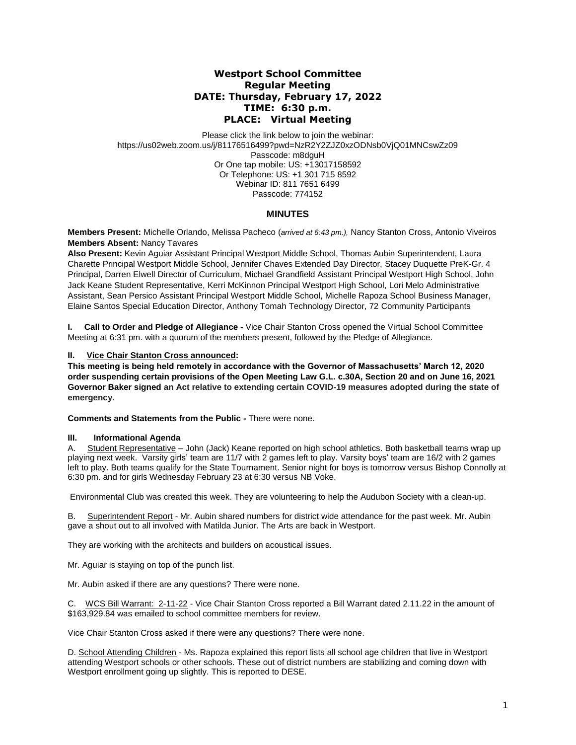# Westport School Committee
## Regular Meeting
### DATE: Thursday, February 17, 2022
### TIME: 6:30 p.m.
### PLACE: Virtual Meeting

Please click the link below to join the webinar:
https://us02web.zoom.us/j/81176516499?pwd=NzR2Y2ZJZ0xzODNsb0VjQ01MNCswZz09
Passcode: m8dguH
Or One tap mobile: US: +13017158592
Or Telephone: US: +1 301 715 8592
Webinar ID: 811 7651 6499
Passcode: 774152

## MINUTES

**Members Present:** Michelle Orlando, Melissa Pacheco (*arrived at 6:43 pm.),* Nancy Stanton Cross, Antonio Viveiros
**Members Absent:** Nancy Tavares

**Also Present:** Kevin Aguiar Assistant Principal Westport Middle School, Thomas Aubin Superintendent, Laura Charette Principal Westport Middle School, Jennifer Chaves Extended Day Director, Stacey Duquette PreK-Gr. 4 Principal, Darren Elwell Director of Curriculum, Michael Grandfield Assistant Principal Westport High School, John Jack Keane Student Representative, Kerri McKinnon Principal Westport High School, Lori Melo Administrative Assistant, Sean Persico Assistant Principal Westport Middle School, Michelle Rapoza School Business Manager, Elaine Santos Special Education Director, Anthony Tomah Technology Director, 72 Community Participants

**I. Call to Order and Pledge of Allegiance -** Vice Chair Stanton Cross opened the Virtual School Committee Meeting at 6:31 pm. with a quorum of the members present, followed by the Pledge of Allegiance.

**II. Vice Chair Stanton Cross announced:**

**This meeting is being held remotely in accordance with the Governor of Massachusetts' March 12, 2020 order suspending certain provisions of the Open Meeting Law G.L. c.30A, Section 20 and on June 16, 2021 Governor Baker signed an Act relative to extending certain COVID-19 measures adopted during the state of emergency.**

**Comments and Statements from the Public -** There were none.

**III. Informational Agenda**

A. Student Representative – John (Jack) Keane reported on high school athletics. Both basketball teams wrap up playing next week. Varsity girls' team are 11/7 with 2 games left to play. Varsity boys' team are 16/2 with 2 games left to play. Both teams qualify for the State Tournament. Senior night for boys is tomorrow versus Bishop Connolly at 6:30 pm. and for girls Wednesday February 23 at 6:30 versus NB Voke.

Environmental Club was created this week. They are volunteering to help the Audubon Society with a clean-up.

B. Superintendent Report - Mr. Aubin shared numbers for district wide attendance for the past week. Mr. Aubin gave a shout out to all involved with Matilda Junior. The Arts are back in Westport.

They are working with the architects and builders on acoustical issues.

Mr. Aguiar is staying on top of the punch list.

Mr. Aubin asked if there are any questions? There were none.

C. WCS Bill Warrant: 2-11-22 - Vice Chair Stanton Cross reported a Bill Warrant dated 2.11.22 in the amount of $163,929.84 was emailed to school committee members for review.

Vice Chair Stanton Cross asked if there were any questions? There were none.

D. School Attending Children - Ms. Rapoza explained this report lists all school age children that live in Westport attending Westport schools or other schools. These out of district numbers are stabilizing and coming down with Westport enrollment going up slightly. This is reported to DESE.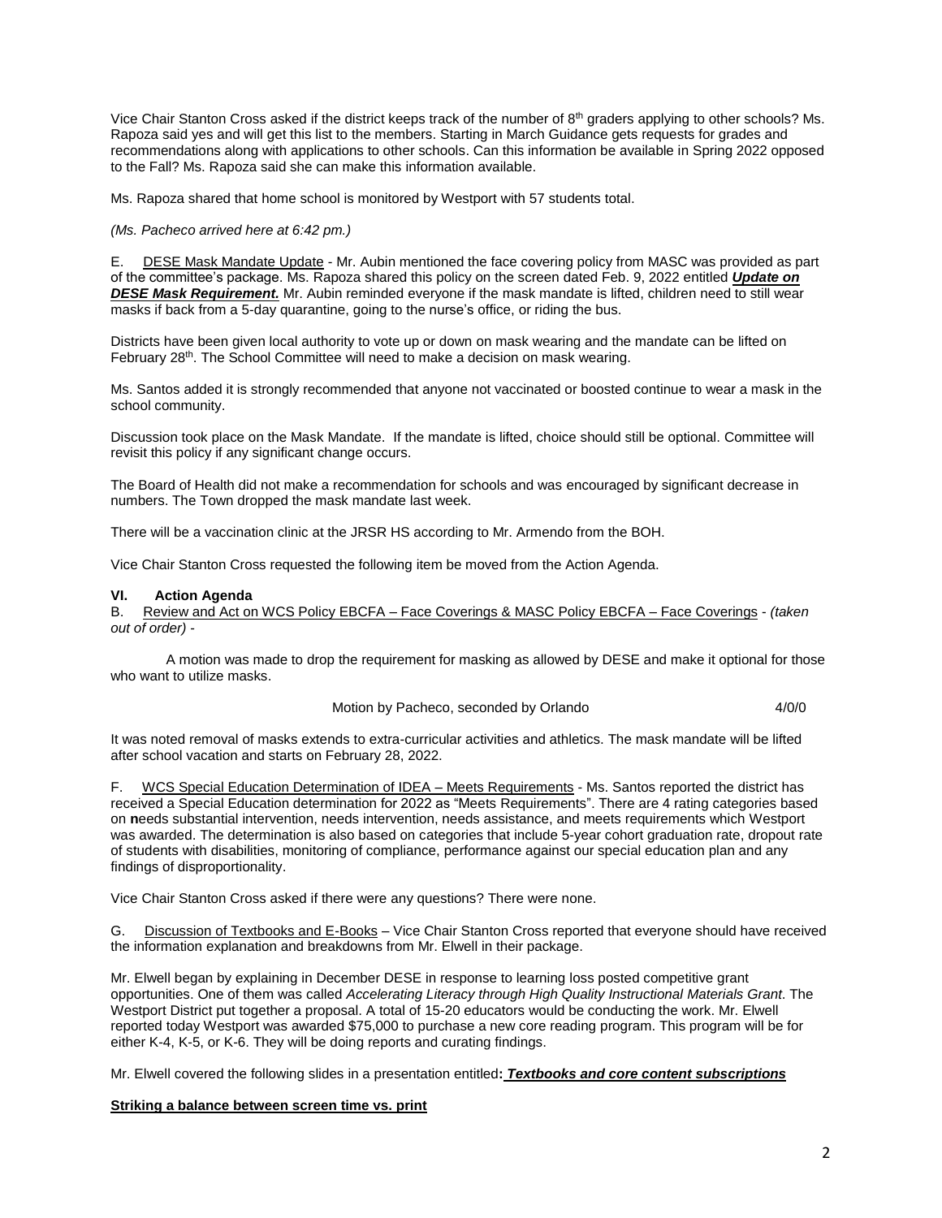Vice Chair Stanton Cross asked if the district keeps track of the number of 8th graders applying to other schools? Ms. Rapoza said yes and will get this list to the members. Starting in March Guidance gets requests for grades and recommendations along with applications to other schools. Can this information be available in Spring 2022 opposed to the Fall? Ms. Rapoza said she can make this information available.

Ms. Rapoza shared that home school is monitored by Westport with 57 students total.

*(Ms. Pacheco arrived here at 6:42 pm.)*

E. <u>DESE Mask Mandate Update</u> - Mr. Aubin mentioned the face covering policy from MASC was provided as part of the committee's package. Ms. Rapoza shared this policy on the screen dated Feb. 9, 2022 entitled ***<u>Update on DESE Mask Requirement.</u>*** Mr. Aubin reminded everyone if the mask mandate is lifted, children need to still wear masks if back from a 5-day quarantine, going to the nurse's office, or riding the bus.

Districts have been given local authority to vote up or down on mask wearing and the mandate can be lifted on February 28th. The School Committee will need to make a decision on mask wearing.

Ms. Santos added it is strongly recommended that anyone not vaccinated or boosted continue to wear a mask in the school community.

Discussion took place on the Mask Mandate. If the mandate is lifted, choice should still be optional. Committee will revisit this policy if any significant change occurs.

The Board of Health did not make a recommendation for schools and was encouraged by significant decrease in numbers. The Town dropped the mask mandate last week.

There will be a vaccination clinic at the JRSR HS according to Mr. Armendo from the BOH.

Vice Chair Stanton Cross requested the following item be moved from the Action Agenda.

**VI. Action Agenda**

B. <u>Review and Act on WCS Policy EBCFA – Face Coverings & MASC Policy EBCFA – Face Coverings</u> - *(taken out of order)* -

A motion was made to drop the requirement for masking as allowed by DESE and make it optional for those who want to utilize masks.

Motion by Pacheco, seconded by Orlando 4/0/0

It was noted removal of masks extends to extra-curricular activities and athletics. The mask mandate will be lifted after school vacation and starts on February 28, 2022.

F. <u>WCS Special Education Determination of IDEA – Meets Requirements</u> - Ms. Santos reported the district has received a Special Education determination for 2022 as "Meets Requirements". There are 4 rating categories based on **n**eeds substantial intervention, needs intervention, needs assistance, and meets requirements which Westport was awarded. The determination is also based on categories that include 5-year cohort graduation rate, dropout rate of students with disabilities, monitoring of compliance, performance against our special education plan and any findings of disproportionality.

Vice Chair Stanton Cross asked if there were any questions? There were none.

G. <u>Discussion of Textbooks and E-Books</u> – Vice Chair Stanton Cross reported that everyone should have received the information explanation and breakdowns from Mr. Elwell in their package.

Mr. Elwell began by explaining in December DESE in response to learning loss posted competitive grant opportunities. One of them was called *Accelerating Literacy through High Quality Instructional Materials Grant*. The Westport District put together a proposal. A total of 15-20 educators would be conducting the work. Mr. Elwell reported today Westport was awarded $75,000 to purchase a new core reading program. This program will be for either K-4, K-5, or K-6. They will be doing reports and curating findings.

Mr. Elwell covered the following slides in a presentation entitled**:** ***<u>Textbooks and core content subscriptions</u>***

**<u>Striking a balance between screen time vs. print</u>**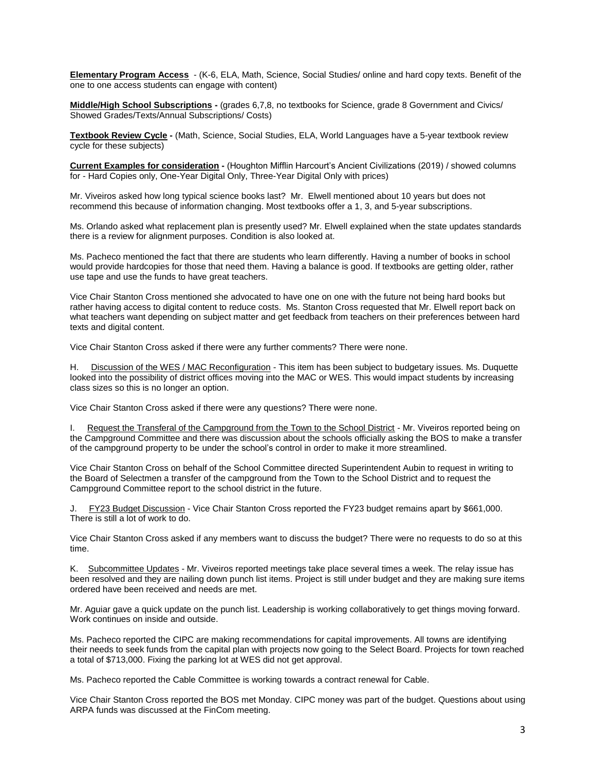**Elementary Program Access** - (K-6, ELA, Math, Science, Social Studies/ online and hard copy texts. Benefit of the one to one access students can engage with content)

**Middle/High School Subscriptions -** (grades 6,7,8, no textbooks for Science, grade 8 Government and Civics/ Showed Grades/Texts/Annual Subscriptions/ Costs)

**Textbook Review Cycle -** (Math, Science, Social Studies, ELA, World Languages have a 5-year textbook review cycle for these subjects)

**Current Examples for consideration -** (Houghton Mifflin Harcourt's Ancient Civilizations (2019) / showed columns for - Hard Copies only, One-Year Digital Only, Three-Year Digital Only with prices)

Mr. Viveiros asked how long typical science books last? Mr. Elwell mentioned about 10 years but does not recommend this because of information changing. Most textbooks offer a 1, 3, and 5-year subscriptions.

Ms. Orlando asked what replacement plan is presently used? Mr. Elwell explained when the state updates standards there is a review for alignment purposes. Condition is also looked at.

Ms. Pacheco mentioned the fact that there are students who learn differently. Having a number of books in school would provide hardcopies for those that need them. Having a balance is good. If textbooks are getting older, rather use tape and use the funds to have great teachers.

Vice Chair Stanton Cross mentioned she advocated to have one on one with the future not being hard books but rather having access to digital content to reduce costs. Ms. Stanton Cross requested that Mr. Elwell report back on what teachers want depending on subject matter and get feedback from teachers on their preferences between hard texts and digital content.

Vice Chair Stanton Cross asked if there were any further comments? There were none.

H. Discussion of the WES / MAC Reconfiguration - This item has been subject to budgetary issues. Ms. Duquette looked into the possibility of district offices moving into the MAC or WES. This would impact students by increasing class sizes so this is no longer an option.

Vice Chair Stanton Cross asked if there were any questions? There were none.

I. Request the Transferal of the Campground from the Town to the School District - Mr. Viveiros reported being on the Campground Committee and there was discussion about the schools officially asking the BOS to make a transfer of the campground property to be under the school's control in order to make it more streamlined.

Vice Chair Stanton Cross on behalf of the School Committee directed Superintendent Aubin to request in writing to the Board of Selectmen a transfer of the campground from the Town to the School District and to request the Campground Committee report to the school district in the future.

J. FY23 Budget Discussion - Vice Chair Stanton Cross reported the FY23 budget remains apart by $661,000. There is still a lot of work to do.

Vice Chair Stanton Cross asked if any members want to discuss the budget? There were no requests to do so at this time.

K. Subcommittee Updates - Mr. Viveiros reported meetings take place several times a week. The relay issue has been resolved and they are nailing down punch list items. Project is still under budget and they are making sure items ordered have been received and needs are met.

Mr. Aguiar gave a quick update on the punch list. Leadership is working collaboratively to get things moving forward. Work continues on inside and outside.

Ms. Pacheco reported the CIPC are making recommendations for capital improvements. All towns are identifying their needs to seek funds from the capital plan with projects now going to the Select Board. Projects for town reached a total of $713,000. Fixing the parking lot at WES did not get approval.

Ms. Pacheco reported the Cable Committee is working towards a contract renewal for Cable.

Vice Chair Stanton Cross reported the BOS met Monday. CIPC money was part of the budget. Questions about using ARPA funds was discussed at the FinCom meeting.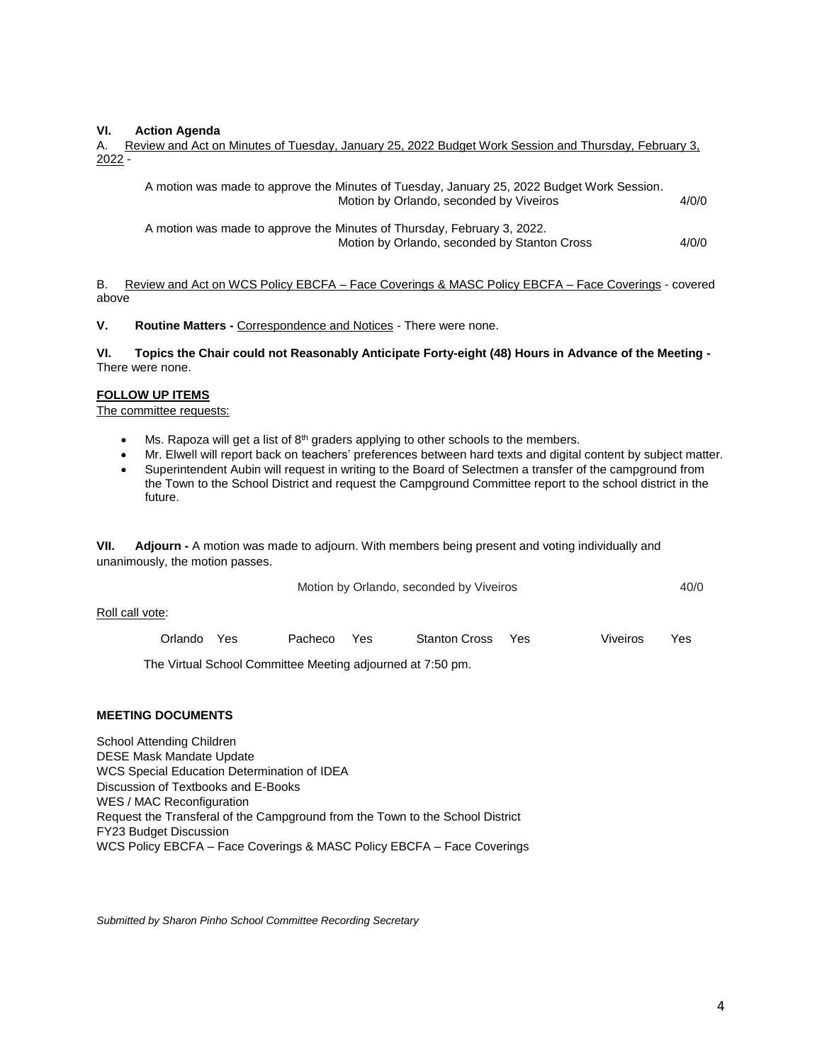**VI. Action Agenda**

A. Review and Act on Minutes of Tuesday, January 25, 2022 Budget Work Session and Thursday, February 3, 2022 -

A motion was made to approve the Minutes of Tuesday, January 25, 2022 Budget Work Session.
Motion by Orlando, seconded by Viveiros 4/0/0

A motion was made to approve the Minutes of Thursday, February 3, 2022.
Motion by Orlando, seconded by Stanton Cross 4/0/0

B. Review and Act on WCS Policy EBCFA – Face Coverings & MASC Policy EBCFA – Face Coverings - covered above

**V. Routine Matters -** Correspondence and Notices - There were none.

**VI. Topics the Chair could not Reasonably Anticipate Forty-eight (48) Hours in Advance of the Meeting -** There were none.

**FOLLOW UP ITEMS**

The committee requests:

- Ms. Rapoza will get a list of 8th graders applying to other schools to the members.
- Mr. Elwell will report back on teachers' preferences between hard texts and digital content by subject matter.
- Superintendent Aubin will request in writing to the Board of Selectmen a transfer of the campground from the Town to the School District and request the Campground Committee report to the school district in the future.

**VII. Adjourn -** A motion was made to adjourn. With members being present and voting individually and unanimously, the motion passes.

Motion by Orlando, seconded by Viveiros 40/0

Roll call vote:

| | | | | | | | |
|---|---|---|---|---|---|---|---|
| Orlando | Yes | Pacheco | Yes | Stanton Cross | Yes | Viveiros | Yes |

The Virtual School Committee Meeting adjourned at 7:50 pm.

**MEETING DOCUMENTS**

School Attending Children
DESE Mask Mandate Update
WCS Special Education Determination of IDEA
Discussion of Textbooks and E-Books
WES / MAC Reconfiguration
Request the Transferal of the Campground from the Town to the School District
FY23 Budget Discussion
WCS Policy EBCFA – Face Coverings & MASC Policy EBCFA – Face Coverings

*Submitted by Sharon Pinho School Committee Recording Secretary*